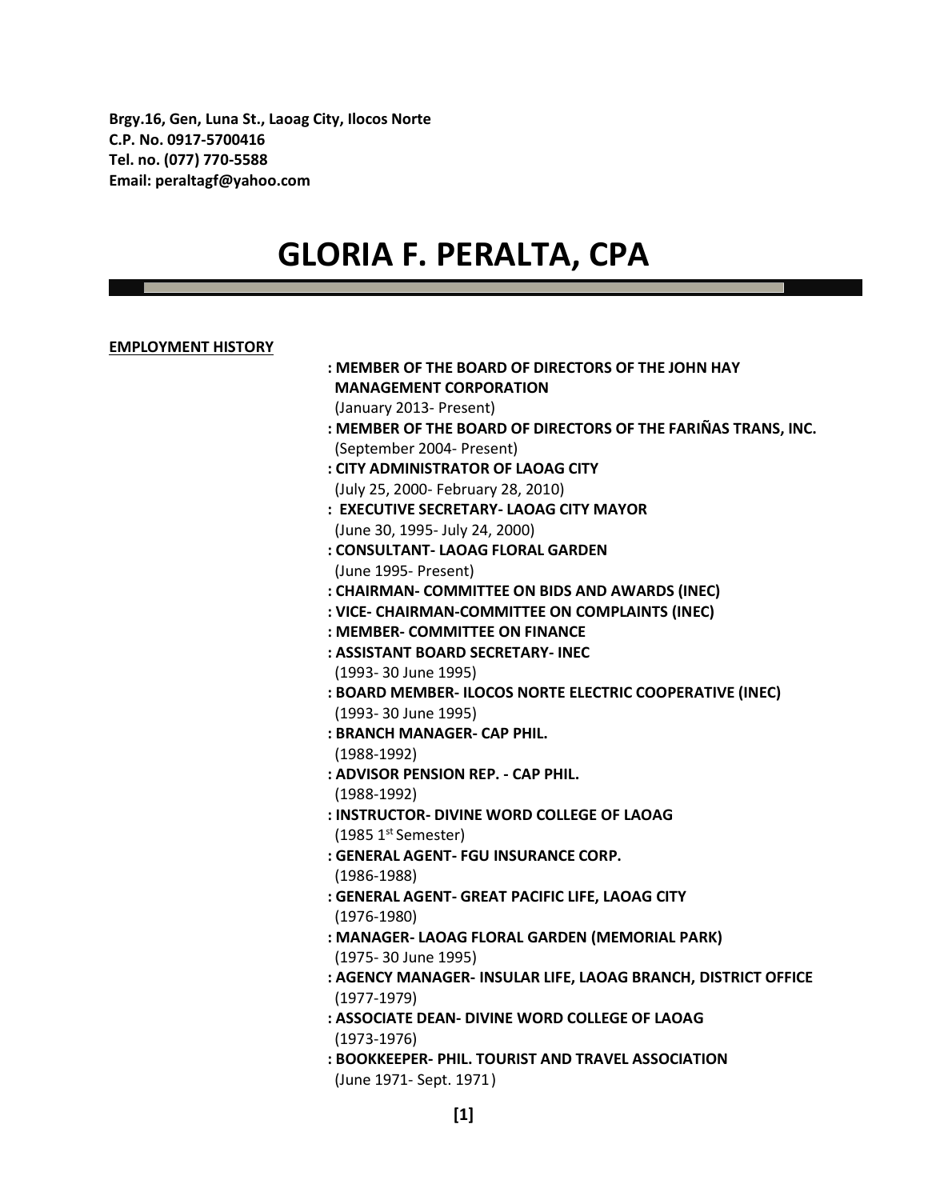**Brgy.16, Gen, Luna St., Laoag City, Ilocos Norte**
**C.P. No. 0917-5700416**
**Tel. no. (077) 770-5588**
**Email: peraltagf@yahoo.com**

# GLORIA F. PERALTA, CPA

**EMPLOYMENT HISTORY**

**: MEMBER OF THE BOARD OF DIRECTORS OF THE JOHN HAY MANAGEMENT CORPORATION**
(January 2013- Present)

**: MEMBER OF THE BOARD OF DIRECTORS OF THE FARIÑAS TRANS, INC.**
(September 2004- Present)

**: CITY ADMINISTRATOR OF LAOAG CITY**
(July 25, 2000- February 28, 2010)

**: EXECUTIVE SECRETARY- LAOAG CITY MAYOR**
(June 30, 1995- July 24, 2000)

**: CONSULTANT- LAOAG FLORAL GARDEN**
(June 1995- Present)

**: CHAIRMAN- COMMITTEE ON BIDS AND AWARDS (INEC)**

**: VICE- CHAIRMAN-COMMITTEE ON COMPLAINTS (INEC)**

**: MEMBER- COMMITTEE ON FINANCE**

**: ASSISTANT BOARD SECRETARY- INEC**
(1993- 30 June 1995)

**: BOARD MEMBER- ILOCOS NORTE ELECTRIC COOPERATIVE (INEC)**
(1993- 30 June 1995)

**: BRANCH MANAGER- CAP PHIL.**
(1988-1992)

**: ADVISOR PENSION REP. - CAP PHIL.**
(1988-1992)

**: INSTRUCTOR- DIVINE WORD COLLEGE OF LAOAG**
(1985 1st Semester)

**: GENERAL AGENT- FGU INSURANCE CORP.**
(1986-1988)

**: GENERAL AGENT- GREAT PACIFIC LIFE, LAOAG CITY**
(1976-1980)

**: MANAGER- LAOAG FLORAL GARDEN (MEMORIAL PARK)**
(1975- 30 June 1995)

**: AGENCY MANAGER- INSULAR LIFE, LAOAG BRANCH, DISTRICT OFFICE**
(1977-1979)

**: ASSOCIATE DEAN- DIVINE WORD COLLEGE OF LAOAG**
(1973-1976)

**: BOOKKEEPER- PHIL. TOURIST AND TRAVEL ASSOCIATION**
(June 1971- Sept. 1971)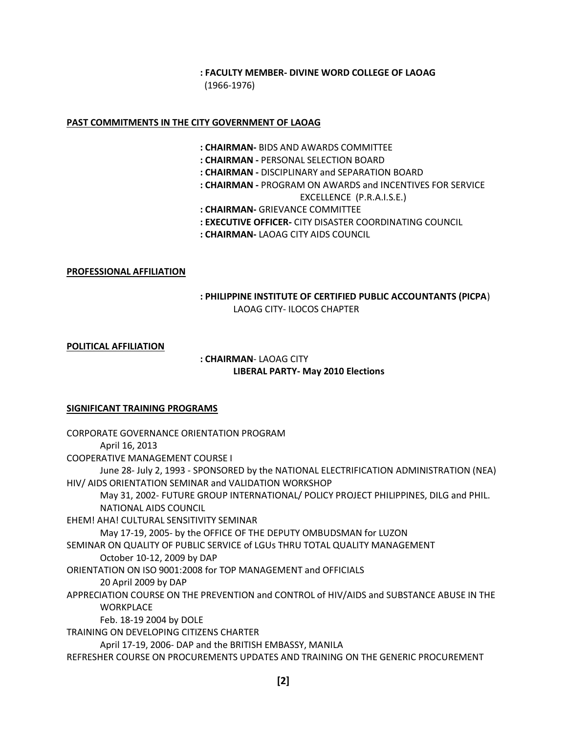**: FACULTY MEMBER- DIVINE WORD COLLEGE OF LAOAG**
(1966-1976)

**PAST COMMITMENTS IN THE CITY GOVERNMENT OF LAOAG**

**: CHAIRMAN-** BIDS AND AWARDS COMMITTEE
**: CHAIRMAN -** PERSONAL SELECTION BOARD
**: CHAIRMAN -** DISCIPLINARY and SEPARATION BOARD
**: CHAIRMAN -** PROGRAM ON AWARDS and INCENTIVES FOR SERVICE EXCELLENCE (P.R.A.I.S.E.)
**: CHAIRMAN-** GRIEVANCE COMMITTEE
**: EXECUTIVE OFFICER-** CITY DISASTER COORDINATING COUNCIL
**: CHAIRMAN-** LAOAG CITY AIDS COUNCIL

**PROFESSIONAL AFFILIATION**

**: PHILIPPINE INSTITUTE OF CERTIFIED PUBLIC ACCOUNTANTS (PICPA**)
LAOAG CITY- ILOCOS CHAPTER

**POLITICAL AFFILIATION**

**: CHAIRMAN**- LAOAG CITY
**LIBERAL PARTY- May 2010 Elections**

**SIGNIFICANT TRAINING PROGRAMS**

CORPORATE GOVERNANCE ORIENTATION PROGRAM
April 16, 2013
COOPERATIVE MANAGEMENT COURSE I
June 28- July 2, 1993 - SPONSORED by the NATIONAL ELECTRIFICATION ADMINISTRATION (NEA)
HIV/ AIDS ORIENTATION SEMINAR and VALIDATION WORKSHOP
May 31, 2002- FUTURE GROUP INTERNATIONAL/ POLICY PROJECT PHILIPPINES, DILG and PHIL. NATIONAL AIDS COUNCIL
EHEM! AHA! CULTURAL SENSITIVITY SEMINAR
May 17-19, 2005- by the OFFICE OF THE DEPUTY OMBUDSMAN for LUZON
SEMINAR ON QUALITY OF PUBLIC SERVICE of LGUs THRU TOTAL QUALITY MANAGEMENT
October 10-12, 2009 by DAP
ORIENTATION ON ISO 9001:2008 for TOP MANAGEMENT and OFFICIALS
20 April 2009 by DAP
APPRECIATION COURSE ON THE PREVENTION and CONTROL of HIV/AIDS and SUBSTANCE ABUSE IN THE WORKPLACE
Feb. 18-19 2004 by DOLE
TRAINING ON DEVELOPING CITIZENS CHARTER
April 17-19, 2006- DAP and the BRITISH EMBASSY, MANILA
REFRESHER COURSE ON PROCUREMENTS UPDATES AND TRAINING ON THE GENERIC PROCUREMENT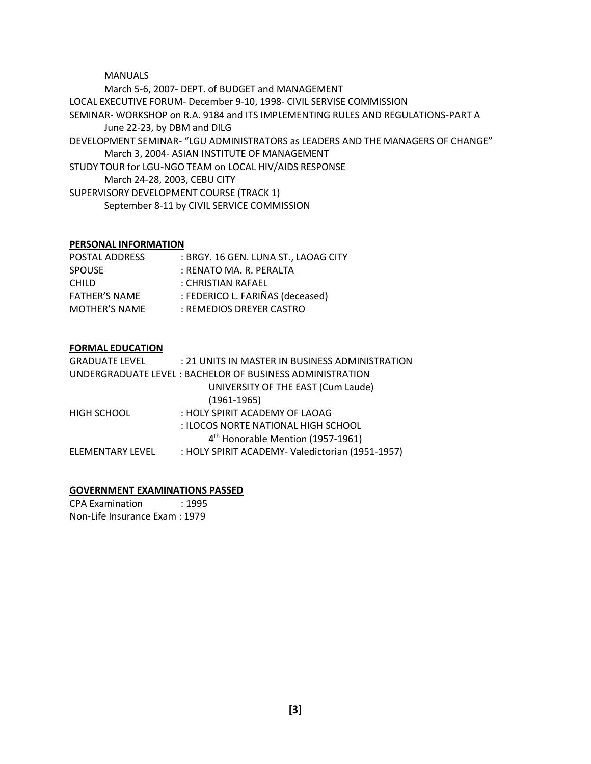MANUALS
March 5-6, 2007- DEPT. of BUDGET and MANAGEMENT

LOCAL EXECUTIVE FORUM- December 9-10, 1998- CIVIL SERVISE COMMISSION

SEMINAR- WORKSHOP on R.A. 9184 and ITS IMPLEMENTING RULES AND REGULATIONS-PART A
June 22-23, by DBM and DILG

DEVELOPMENT SEMINAR- "LGU ADMINISTRATORS as LEADERS AND THE MANAGERS OF CHANGE"
March 3, 2004- ASIAN INSTITUTE OF MANAGEMENT

STUDY TOUR for LGU-NGO TEAM on LOCAL HIV/AIDS RESPONSE
March 24-28, 2003, CEBU CITY

SUPERVISORY DEVELOPMENT COURSE (TRACK 1)
September 8-11 by CIVIL SERVICE COMMISSION

## PERSONAL INFORMATION

| | |
|---|---|
| POSTAL ADDRESS | : BRGY. 16 GEN. LUNA ST., LAOAG CITY |
| SPOUSE | : RENATO MA. R. PERALTA |
| CHILD | : CHRISTIAN RAFAEL |
| FATHER'S NAME | : FEDERICO L. FARIÑAS (deceased) |
| MOTHER'S NAME | : REMEDIOS DREYER CASTRO |

## FORMAL EDUCATION

| | |
|---|---|
| GRADUATE LEVEL | : 21 UNITS IN MASTER IN BUSINESS ADMINISTRATION |
| UNDERGRADUATE LEVEL | : BACHELOR OF BUSINESS ADMINISTRATION<br>UNIVERSITY OF THE EAST (Cum Laude)<br>(1961-1965) |
| HIGH SCHOOL | : HOLY SPIRIT ACADEMY OF LAOAG<br>: ILOCOS NORTE NATIONAL HIGH SCHOOL<br>4th Honorable Mention (1957-1961) |
| ELEMENTARY LEVEL | : HOLY SPIRIT ACADEMY- Valedictorian (1951-1957) |

## GOVERNMENT EXAMINATIONS PASSED

CPA Examination : 1995
Non-Life Insurance Exam : 1979